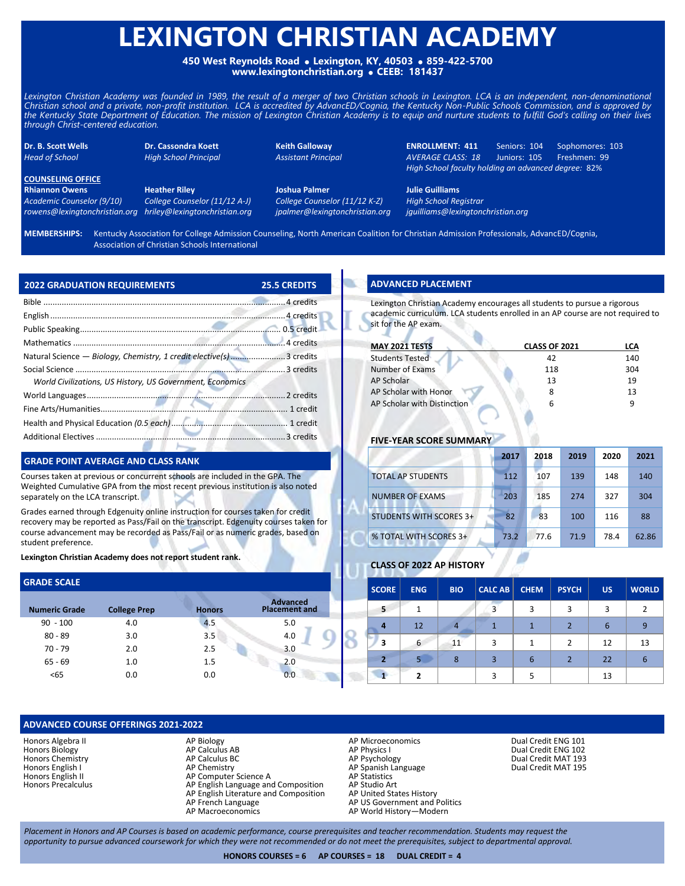# LEXINGTON CHRISTIAN ACADEMY

**450 West Reynolds Road • Lexington, KY, 40503 • 859-422-5700**
**www.lexingtonchristian.org • CEEB: 181437**

*Lexington Christian Academy was founded in 1989, the result of a merger of two Christian schools in Lexington. LCA is an independent, non-denominational Christian school and a private, non-profit institution. LCA is accredited by AdvancED/Cognia, the Kentucky Non-Public Schools Commission, and is approved by the Kentucky State Department of Education. The mission of Lexington Christian Academy is to equip and nurture students to fulfill God's calling on their lives through Christ-centered education.*

**Dr. B. Scott Wells**
*Head of School*

**Dr. Cassondra Koett**
*High School Principal*

**Keith Galloway**
*Assistant Principal*

**ENROLLMENT: 411** — Seniors: 104, Juniors: 105, Sophomores: 103, Freshmen: 99
*AVERAGE CLASS: 18*
*High School faculty holding an advanced degree: 82%*

**COUNSELING OFFICE**

**Rhiannon Owens**
*Academic Counselor (9/10)*
*rowens@lexingtonchristian.org*

**Heather Riley**
*College Counselor (11/12 A-J)*
*hriley@lexingtonchristian.org*

**Joshua Palmer**
*College Counselor (11/12 K-Z)*
*jpalmer@lexingtonchristian.org*

**Julie Guilliams**
*High School Registrar*
*jguilliams@lexingtonchristian.org*

**MEMBERSHIPS:** Kentucky Association for College Admission Counseling, North American Coalition for Christian Admission Professionals, AdvancED/Cognia, Association of Christian Schools International

## 2022 GRADUATION REQUIREMENTS — 25.5 CREDITS

- Bible ........ 4 credits
- English ........ 4 credits
- Public Speaking ........ 0.5 credit
- Mathematics ........ 4 credits
- Natural Science — *Biology, Chemistry, 1 credit elective(s)* ........ 3 credits
- Social Science ........ 3 credits
  - *World Civilizations, US History, US Government, Economics*
- World Languages ........ 2 credits
- Fine Arts/Humanities ........ 1 credit
- Health and Physical Education *(0.5 each)* ........ 1 credit
- Additional Electives ........ 3 credits

## GRADE POINT AVERAGE AND CLASS RANK

Courses taken at previous or concurrent schools are included in the GPA. The Weighted Cumulative GPA from the most recent previous institution is also noted separately on the LCA transcript.

Grades earned through Edgenuity online instruction for courses taken for credit recovery may be reported as Pass/Fail on the transcript. Edgenuity courses taken for course advancement may be recorded as Pass/Fail or as numeric grades, based on student preference.

**Lexington Christian Academy does not report student rank.**

## GRADE SCALE

| Numeric Grade | College Prep | Honors | Advanced Placement and |
|---|---|---|---|
| 90 - 100 | 4.0 | 4.5 | 5.0 |
| 80 - 89 | 3.0 | 3.5 | 4.0 |
| 70 - 79 | 2.0 | 2.5 | 3.0 |
| 65 - 69 | 1.0 | 1.5 | 2.0 |
| <65 | 0.0 | 0.0 | 0.0 |

## ADVANCED PLACEMENT

Lexington Christian Academy encourages all students to pursue a rigorous academic curriculum. LCA students enrolled in an AP course are not required to sit for the AP exam.

| MAY 2021 TESTS | CLASS OF 2021 | LCA |
|---|---|---|
| Students Tested | 42 | 140 |
| Number of Exams | 118 | 304 |
| AP Scholar | 13 | 19 |
| AP Scholar with Honor | 8 | 13 |
| AP Scholar with Distinction | 6 | 9 |

### FIVE-YEAR SCORE SUMMARY

| | 2017 | 2018 | 2019 | 2020 | 2021 |
|---|---|---|---|---|---|
| TOTAL AP STUDENTS | 112 | 107 | 139 | 148 | 140 |
| NUMBER OF EXAMS | 203 | 185 | 274 | 327 | 304 |
| STUDENTS WITH SCORES 3+ | 82 | 83 | 100 | 116 | 88 |
| % TOTAL WITH SCORES 3+ | 73.2 | 77.6 | 71.9 | 78.4 | 62.86 |

### CLASS OF 2022 AP HISTORY

| SCORE | ENG | BIO | CALC AB | CHEM | PSYCH | US | WORLD |
|---|---|---|---|---|---|---|---|
| 5 | 1 | | 3 | 3 | 3 | 3 | 2 |
| 4 | 12 | 4 | 1 | 1 | 2 | 6 | 9 |
| 3 | 6 | 11 | 3 | 1 | 2 | 12 | 13 |
| 2 | 5 | 8 | 3 | 6 | 2 | 22 | 6 |
| 1 | 2 | | 3 | 5 | | 13 | |

## ADVANCED COURSE OFFERINGS 2021-2022

Honors Algebra II
Honors Biology
Honors Chemistry
Honors English I
Honors English II
Honors Precalculus

AP Biology
AP Calculus AB
AP Calculus BC
AP Chemistry
AP Computer Science A
AP English Language and Composition
AP English Literature and Composition
AP French Language
AP Macroeconomics

AP Microeconomics
AP Physics I
AP Psychology
AP Spanish Language
AP Statistics
AP Studio Art
AP United States History
AP US Government and Politics
AP World History—Modern

Dual Credit ENG 101
Dual Credit ENG 102
Dual Credit MAT 193
Dual Credit MAT 195

*Placement in Honors and AP Courses is based on academic performance, course prerequisites and teacher recommendation. Students may request the opportunity to pursue advanced coursework for which they were not recommended or do not meet the prerequisites, subject to departmental approval.*

**HONORS COURSES = 6 AP COURSES = 18 DUAL CREDIT = 4**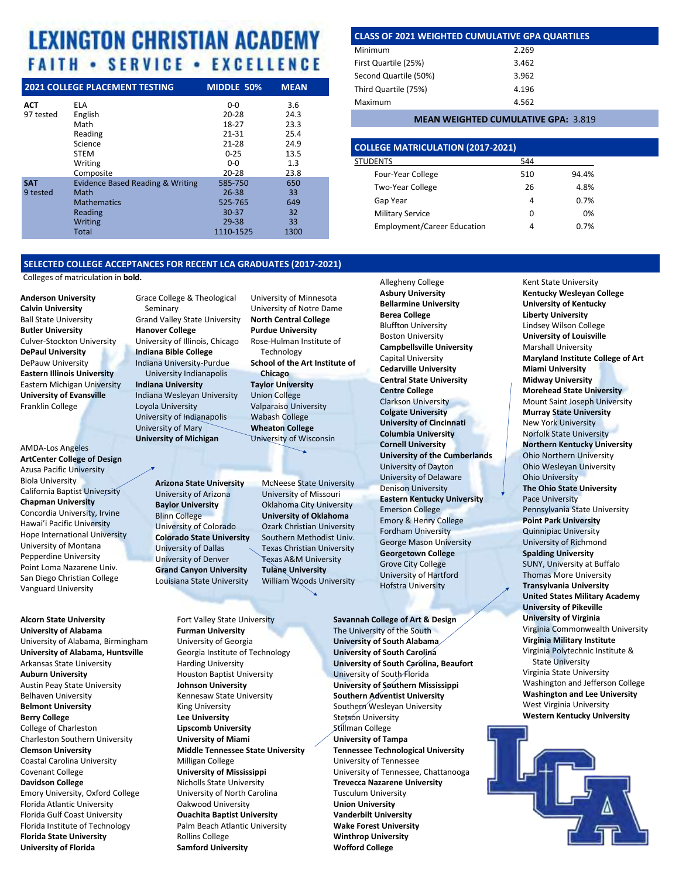# LEXINGTON CHRISTIAN ACADEMY

FAITH • SERVICE • EXCELLENCE

| 2021 COLLEGE PLACEMENT TESTING | | MIDDLE 50% | MEAN |
|---|---|---|---|
| **ACT** | ELA | 0-0 | 3.6 |
| 97 tested | English | 20-28 | 24.3 |
| | Math | 18-27 | 23.3 |
| | Reading | 21-31 | 25.4 |
| | Science | 21-28 | 24.9 |
| | STEM | 0-25 | 13.5 |
| | Writing | 0-0 | 1.3 |
| | Composite | 20-28 | 23.8 |
| **SAT** | Evidence Based Reading & Writing | 585-750 | 650 |
| 9 tested | Math | 26-38 | 33 |
| | Mathematics | 525-765 | 649 |
| | Reading | 30-37 | 32 |
| | Writing | 29-38 | 33 |
| | Total | 1110-1525 | 1300 |

| CLASS OF 2021 WEIGHTED CUMULATIVE GPA QUARTILES | |
|---|---|
| Minimum | 2.269 |
| First Quartile (25%) | 3.462 |
| Second Quartile (50%) | 3.962 |
| Third Quartile (75%) | 4.196 |
| Maximum | 4.562 |

**MEAN WEIGHTED CUMULATIVE GPA:** 3.819

| COLLEGE MATRICULATION (2017-2021) | | |
|---|---|---|
| STUDENTS | 544 | |
| Four-Year College | 510 | 94.4% |
| Two-Year College | 26 | 4.8% |
| Gap Year | 4 | 0.7% |
| Military Service | 0 | 0% |
| Employment/Career Education | 4 | 0.7% |

## SELECTED COLLEGE ACCEPTANCES FOR RECENT LCA GRADUATES (2017-2021)

Colleges of matriculation in **bold.**

**Anderson University**
**Calvin University**
Ball State University
**Butler University**
Culver-Stockton University
**DePaul University**
DePauw University
**Eastern Illinois University**
Eastern Michigan University
**University of Evansville**
Franklin College
Grace College & Theological Seminary
Grand Valley State University
**Hanover College**
University of Illinois, Chicago
**Indiana Bible College**
Indiana University-Purdue University Indianapolis
**Indiana University**
Indiana Wesleyan University
Loyola University
University of Indianapolis
University of Mary
**University of Michigan**
University of Minnesota
University of Notre Dame
**North Central College**
**Purdue University**
Rose-Hulman Institute of Technology
**School of the Art Institute of Chicago**
**Taylor University**
Union College
Valparaiso University
Wabash College
**Wheaton College**
University of Wisconsin

AMDA-Los Angeles
**ArtCenter College of Design**
Azusa Pacific University
Biola University
California Baptist University
**Chapman University**
Concordia University, Irvine
Hawai'i Pacific University
Hope International University
University of Montana
Pepperdine University
Point Loma Nazarene Univ.
San Diego Christian College
Vanguard University

**Arizona State University**
University of Arizona
**Baylor University**
Blinn College
University of Colorado
**Colorado State University**
University of Dallas
University of Denver
**Grand Canyon University**
Louisiana State University
McNeese State University
University of Missouri
Oklahoma City University
**University of Oklahoma**
Ozark Christian University
Southern Methodist Univ.
Texas Christian University
Texas A&M University
**Tulane University**
William Woods University

Allegheny College
**Asbury University**
**Bellarmine University**
**Berea College**
Bluffton University
Boston University
**Campbellsville University**
Capital University
**Cedarville University**
**Central State University**
**Centre College**
Clarkson University
**Colgate University**
**University of Cincinnati**
**Columbia University**
**Cornell University**
**University of the Cumberlands**
University of Dayton
University of Delaware
Denison University
**Eastern Kentucky University**
Emerson College
Emory & Henry College
Fordham University
George Mason University
**Georgetown College**
Grove City College
University of Hartford
Hofstra University

Kent State University
**Kentucky Wesleyan College**
**University of Kentucky**
**Liberty University**
Lindsey Wilson College
**University of Louisville**
Marshall University
**Maryland Institute College of Art**
**Miami University**
**Midway University**
**Morehead State University**
Mount Saint Joseph University
**Murray State University**
New York University
Norfolk State University
**Northern Kentucky University**
Ohio Northern University
Ohio Wesleyan University
Ohio University
**The Ohio State University**
Pace University
Pennsylvania State University
**Point Park University**
Quinnipiac University
University of Richmond
**Spalding University**
SUNY, University at Buffalo
Thomas More University
**Transylvania University**
**United States Military Academy**
**University of Pikeville**
**University of Virginia**
Virginia Commonwealth University
**Virginia Military Institute**
Virginia Polytechnic Institute & State University
Virginia State University
Washington and Jefferson College
**Washington and Lee University**
West Virginia University
**Western Kentucky University**

**Alcorn State University**
**University of Alabama**
University of Alabama, Birmingham
**University of Alabama, Huntsville**
Arkansas State University
**Auburn University**
Austin Peay State University
Belhaven University
**Belmont University**
**Berry College**
College of Charleston
Charleston Southern University
**Clemson University**
Coastal Carolina University
Covenant College
**Davidson College**
Emory University, Oxford College
Florida Atlantic University
Florida Gulf Coast University
Florida Institute of Technology
**Florida State University**
**University of Florida**

Fort Valley State University
**Furman University**
University of Georgia
Georgia Institute of Technology
Harding University
Houston Baptist University
**Johnson University**
Kennesaw State University
King University
**Lee University**
**Lipscomb University**
**University of Miami**
**Middle Tennessee State University**
Milligan College
**University of Mississippi**
Nicholls State University
University of North Carolina
Oakwood University
**Ouachita Baptist University**
Palm Beach Atlantic University
Rollins College
**Samford University**

**Savannah College of Art & Design**
The University of the South
**University of South Alabama**
**University of South Carolina**
**University of South Carolina, Beaufort**
University of South Florida
**University of Southern Mississippi**
**Southern Adventist University**
Southern Wesleyan University
Stetson University
Stillman College
**University of Tampa**
**Tennessee Technological University**
University of Tennessee
University of Tennessee, Chattanooga
**Trevecca Nazarene University**
Tusculum University
**Union University**
**Vanderbilt University**
**Wake Forest University**
**Winthrop University**
**Wofford College**